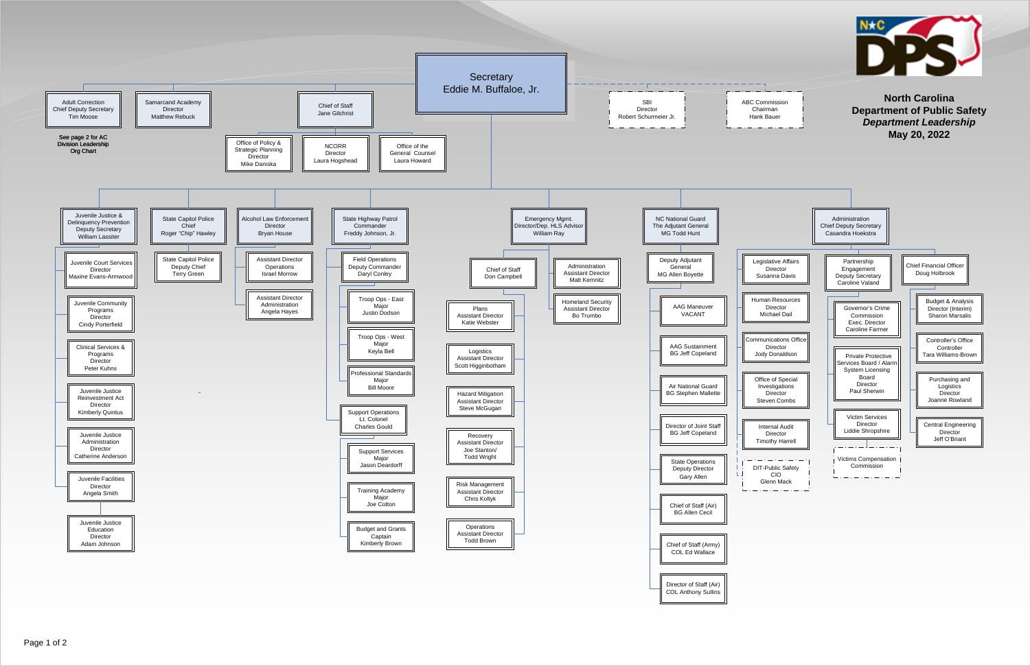# North Carolina Department of Public Safety

***Department Leadership***

**May 20, 2022**

## Secretary
Eddie M. Buffaloe, Jr.

### Reporting to the Secretary

- Adult Correction – Chief Deputy Secretary – Tim Moose
  - See page 2 for AC Division Leadership Org Chart
- Samarcand Academy – Director – Matthew Rebuck
- Chief of Staff – Jane Gilchrist
  - Office of Policy & Strategic Planning – Director – Mike Daniska
  - NCORR – Director – Laura Hogshead
  - Office of the General Counsel – Laura Howard
- SBI – Director – Robert Schurmeier Jr.
- ABC Commission – Chairman – Hank Bauer

### Juvenile Justice & Delinquency Prevention – Deputy Secretary – William Lassiter
- Juvenile Court Services – Director – Maxine Evans-Armwood
- Juvenile Community Programs – Director – Cindy Porterfield
- Clinical Services & Programs – Director – Peter Kuhns
- Juvenile Justice Reinvestment Act – Director – Kimberly Quintus
- Juvenile Justice Administration – Director – Catherine Anderson
- Juvenile Facilities – Director – Angela Smith
- Juvenile Justice Education – Director – Adam Johnson

### State Capitol Police – Chief – Roger "Chip" Hawley
- State Capitol Police – Deputy Chief – Terry Green

### Alcohol Law Enforcement – Director – Bryan House
- Assistant Director Operations – Israel Morrow
- Assistant Director Administration – Angela Hayes

### State Highway Patrol – Commander – Freddy Johnson, Jr.
- Field Operations – Deputy Commander – Daryl Conley
  - Troop Ops - East – Major – Justin Dodson
  - Troop Ops - West – Major – Keyla Bell
  - Professional Standards – Major – Bill Moore
- Support Operations – Lt. Colonel – Charles Gould
  - Support Services – Major – Jason Deardorff
  - Training Academy – Major – Joe Cotton
  - Budget and Grants – Captain – Kimberly Brown

### Emergency Mgmt. – Director/Dep. HLS Advisor – William Ray
- Chief of Staff – Don Campbell
  - Plans – Assistant Director – Katie Webster
  - Logistics – Assistant Director – Scott Higginbotham
  - Hazard Mitigation – Assistant Director – Steve McGugan
  - Recovery – Assistant Director – Joe Stanton/ Todd Wright
  - Risk Management – Assistant Director – Chris Koltyk
  - Operations – Assistant Director – Todd Brown
- Administration – Assistant Director – Matt Kemnitz
- Homeland Security – Assistant Director – Bo Trumbo

### NC National Guard – The Adjutant General – MG Todd Hunt
- Deputy Adjutant General – MG Allen Boyette
- AAG Maneuver – VACANT
- AAG Sustainment – BG Jeff Copeland
- Air National Guard – BG Stephen Mallette
- Director of Joint Staff – BG Jeff Copeland
- State Operations – Deputy Director – Gary Allen
- Chief of Staff (Air) – BG Allen Cecil
- Chief of Staff (Army) – COL Ed Wallace
- Director of Staff (Air) – COL Anthony Sullins

### Administration – Chief Deputy Secretary – Casandra Hoekstra
- Legislative Affairs – Director – Susanna Davis
- Human Resources – Director – Michael Dail
- Communications Office – Director – Jody Donaldson
- Office of Special Investigations – Director – Steven Combs
- Internal Audit – Director – Timothy Harrell
- DIT-Public Safety – CIO – Glenn Mack
- Partnership Engagement – Deputy Secretary – Caroline Valand
  - Governor's Crime Commission – Exec. Director – Caroline Farmer
  - Private Protective Services Board / Alarm System Licensing Board – Director – Paul Sherwin
  - Victim Services – Director – Liddie Shropshire
  - Victims Compensation Commission
- Chief Financial Officer – Doug Holbrook
  - Budget & Analysis – Director (Interim) – Sharon Marsalis
  - Controller's Office – Controller – Tara Williams-Brown
  - Purchasing and Logistics – Director – Joanne Rowland
  - Central Engineering – Director – Jeff O'Briant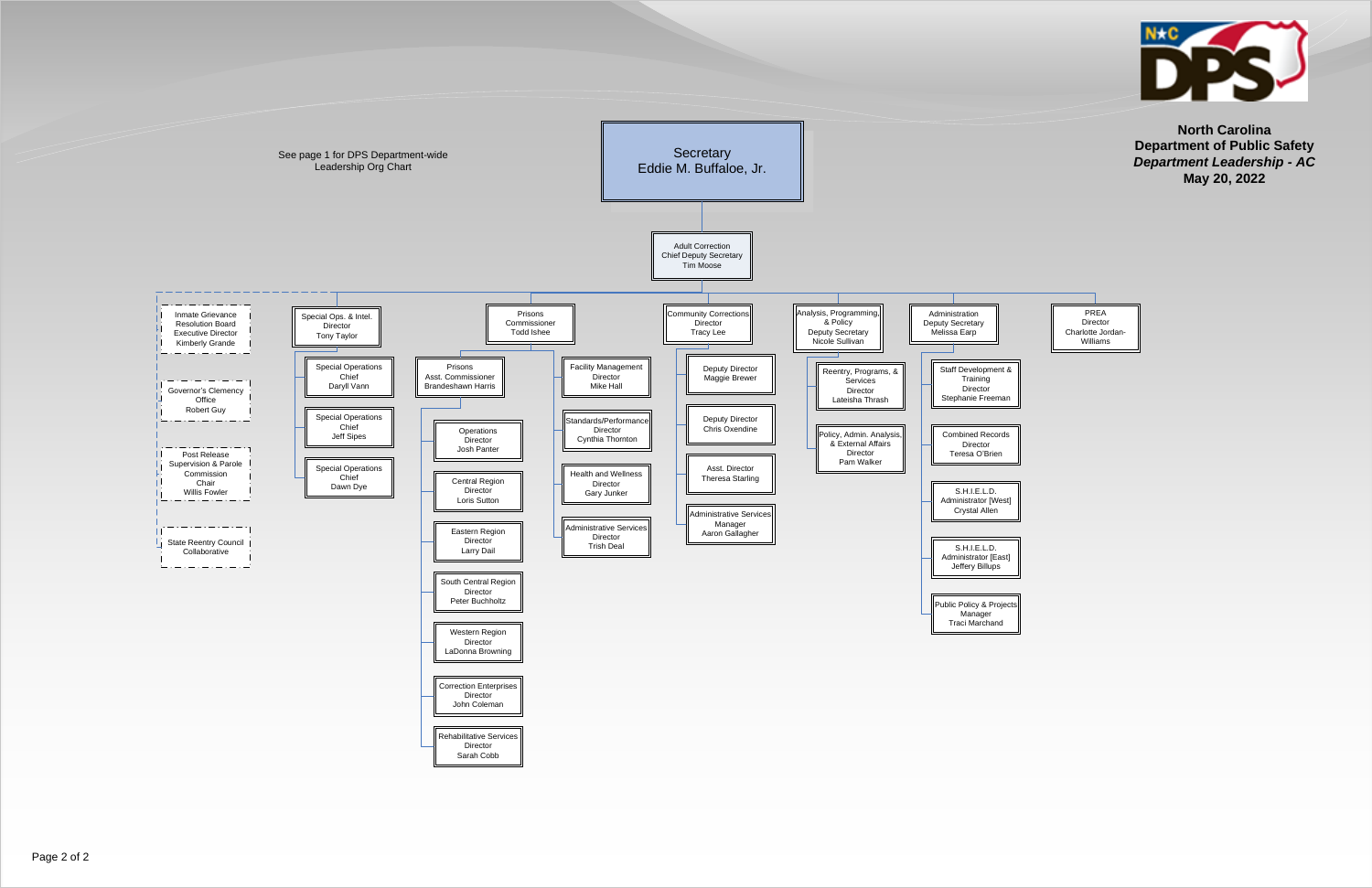**North Carolina**
**Department of Public Safety**
***Department Leadership - AC***
**May 20, 2022**

See page 1 for DPS Department-wide Leadership Org Chart

Secretary
Eddie M. Buffaloe, Jr.

Adult Correction
Chief Deputy Secretary
Tim Moose

- Inmate Grievance Resolution Board
  Executive Director
  Kimberly Grande
- Governor's Clemency Office
  Robert Guy
- Post Release Supervision & Parole Commission
  Chair
  Willis Fowler
- State Reentry Council Collaborative

- Special Ops. & Intel.
  Director
  Tony Taylor
  - Special Operations
    Chief
    Daryll Vann
  - Special Operations
    Chief
    Jeff Sipes
  - Special Operations
    Chief
    Dawn Dye

- Prisons
  Commissioner
  Todd Ishee
  - Prisons
    Asst. Commissioner
    Brandeshawn Harris
    - Operations
      Director
      Josh Panter
    - Central Region
      Director
      Loris Sutton
    - Eastern Region
      Director
      Larry Dail
    - South Central Region
      Director
      Peter Buchholtz
    - Western Region
      Director
      LaDonna Browning
    - Correction Enterprises
      Director
      John Coleman
    - Rehabilitative Services
      Director
      Sarah Cobb
  - Facility Management
    Director
    Mike Hall
  - Standards/Performance
    Director
    Cynthia Thornton
  - Health and Wellness
    Director
    Gary Junker
  - Administrative Services
    Director
    Trish Deal

- Community Corrections
  Director
  Tracy Lee
  - Deputy Director
    Maggie Brewer
  - Deputy Director
    Chris Oxendine
  - Asst. Director
    Theresa Starling
  - Administrative Services
    Manager
    Aaron Gallagher

- Analysis, Programming, & Policy
  Deputy Secretary
  Nicole Sullivan
  - Reentry, Programs, & Services
    Director
    Lateisha Thrash
  - Policy, Admin. Analysis, & External Affairs
    Director
    Pam Walker

- Administration
  Deputy Secretary
  Melissa Earp
  - Staff Development & Training
    Director
    Stephanie Freeman
  - Combined Records
    Director
    Teresa O'Brien
  - S.H.I.E.L.D.
    Administrator [West]
    Crystal Allen
  - S.H.I.E.L.D.
    Administrator [East]
    Jeffery Billups
  - Public Policy & Projects
    Manager
    Traci Marchand

- PREA
  Director
  Charlotte Jordan-Williams